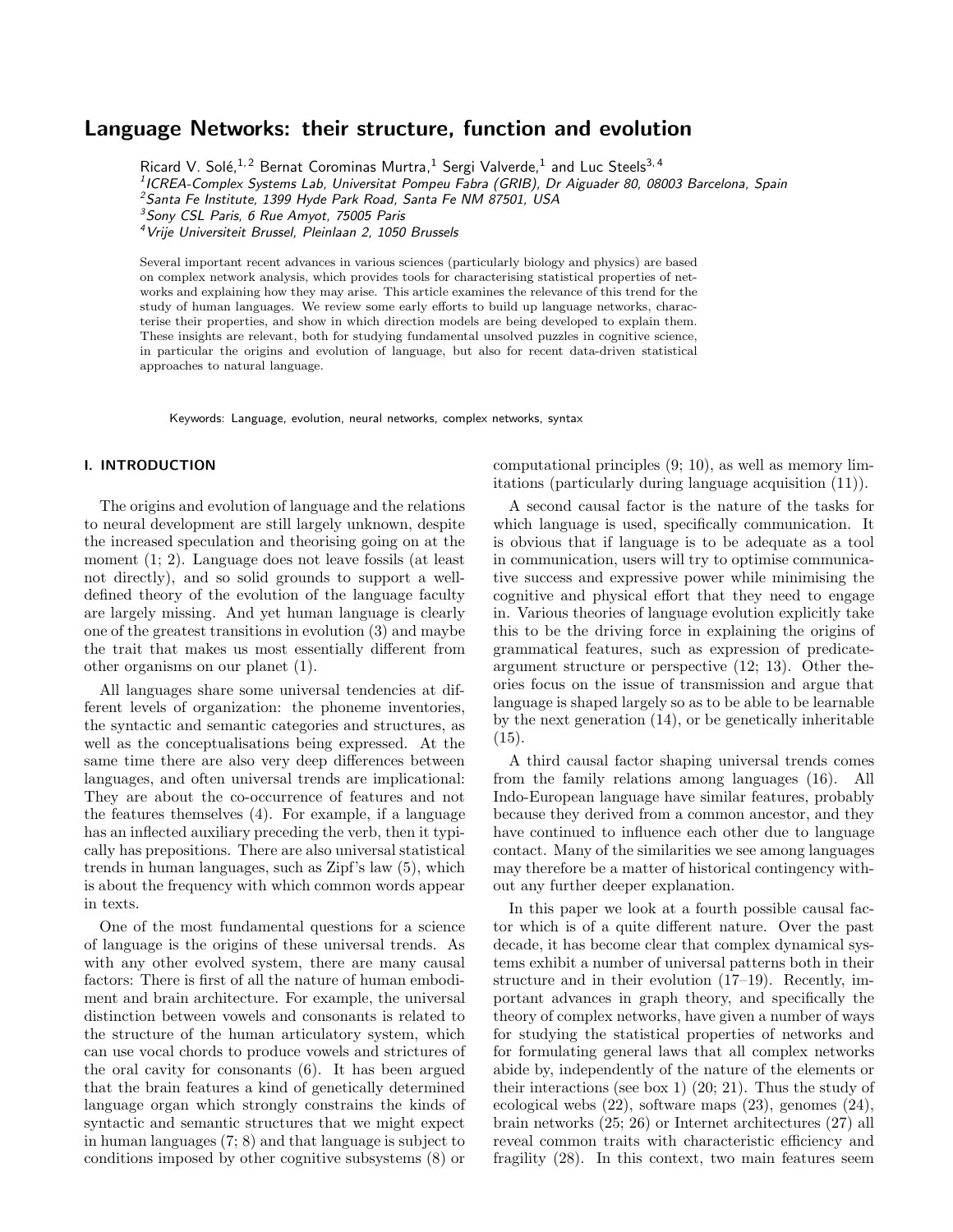# Language Networks: their structure, function and evolution

Ricard V. Solé,[1,2] Bernat Corominas Murtra,[1] Sergi Valverde,[1] and Luc Steels[3,4]

[1]*ICREA-Complex Systems Lab, Universitat Pompeu Fabra (GRIB), Dr Aiguader 80, 08003 Barcelona, Spain*
[2]*Santa Fe Institute, 1399 Hyde Park Road, Santa Fe NM 87501, USA*
[3]*Sony CSL Paris, 6 Rue Amyot, 75005 Paris*
[4]*Vrije Universiteit Brussel, Pleinlaan 2, 1050 Brussels*

Several important recent advances in various sciences (particularly biology and physics) are based on complex network analysis, which provides tools for characterising statistical properties of networks and explaining how they may arise. This article examines the relevance of this trend for the study of human languages. We review some early efforts to build up language networks, characterise their properties, and show in which direction models are being developed to explain them. These insights are relevant, both for studying fundamental unsolved puzzles in cognitive science, in particular the origins and evolution of language, but also for recent data-driven statistical approaches to natural language.

Keywords: Language, evolution, neural networks, complex networks, syntax

## I. INTRODUCTION

The origins and evolution of language and the relations to neural development are still largely unknown, despite the increased speculation and theorising going on at the moment (1; 2). Language does not leave fossils (at least not directly), and so solid grounds to support a well-defined theory of the evolution of the language faculty are largely missing. And yet human language is clearly one of the greatest transitions in evolution (3) and maybe the trait that makes us most essentially different from other organisms on our planet (1).

All languages share some universal tendencies at different levels of organization: the phoneme inventories, the syntactic and semantic categories and structures, as well as the conceptualisations being expressed. At the same time there are also very deep differences between languages, and often universal trends are implicational: They are about the co-occurrence of features and not the features themselves (4). For example, if a language has an inflected auxiliary preceding the verb, then it typically has prepositions. There are also universal statistical trends in human languages, such as Zipf's law (5), which is about the frequency with which common words appear in texts.

One of the most fundamental questions for a science of language is the origins of these universal trends. As with any other evolved system, there are many causal factors: There is first of all the nature of human embodiment and brain architecture. For example, the universal distinction between vowels and consonants is related to the structure of the human articulatory system, which can use vocal chords to produce vowels and strictures of the oral cavity for consonants (6). It has been argued that the brain features a kind of genetically determined language organ which strongly constrains the kinds of syntactic and semantic structures that we might expect in human languages (7; 8) and that language is subject to conditions imposed by other cognitive subsystems (8) or computational principles (9; 10), as well as memory limitations (particularly during language acquisition (11)).

A second causal factor is the nature of the tasks for which language is used, specifically communication. It is obvious that if language is to be adequate as a tool in communication, users will try to optimise communicative success and expressive power while minimising the cognitive and physical effort that they need to engage in. Various theories of language evolution explicitly take this to be the driving force in explaining the origins of grammatical features, such as expression of predicate-argument structure or perspective (12; 13). Other theories focus on the issue of transmission and argue that language is shaped largely so as to be able to be learnable by the next generation (14), or be genetically inheritable (15).

A third causal factor shaping universal trends comes from the family relations among languages (16). All Indo-European language have similar features, probably because they derived from a common ancestor, and they have continued to influence each other due to language contact. Many of the similarities we see among languages may therefore be a matter of historical contingency without any further deeper explanation.

In this paper we look at a fourth possible causal factor which is of a quite different nature. Over the past decade, it has become clear that complex dynamical systems exhibit a number of universal patterns both in their structure and in their evolution (17–19). Recently, important advances in graph theory, and specifically the theory of complex networks, have given a number of ways for studying the statistical properties of networks and for formulating general laws that all complex networks abide by, independently of the nature of the elements or their interactions (see box 1) (20; 21). Thus the study of ecological webs (22), software maps (23), genomes (24), brain networks (25; 26) or Internet architectures (27) all reveal common traits with characteristic efficiency and fragility (28). In this context, two main features seem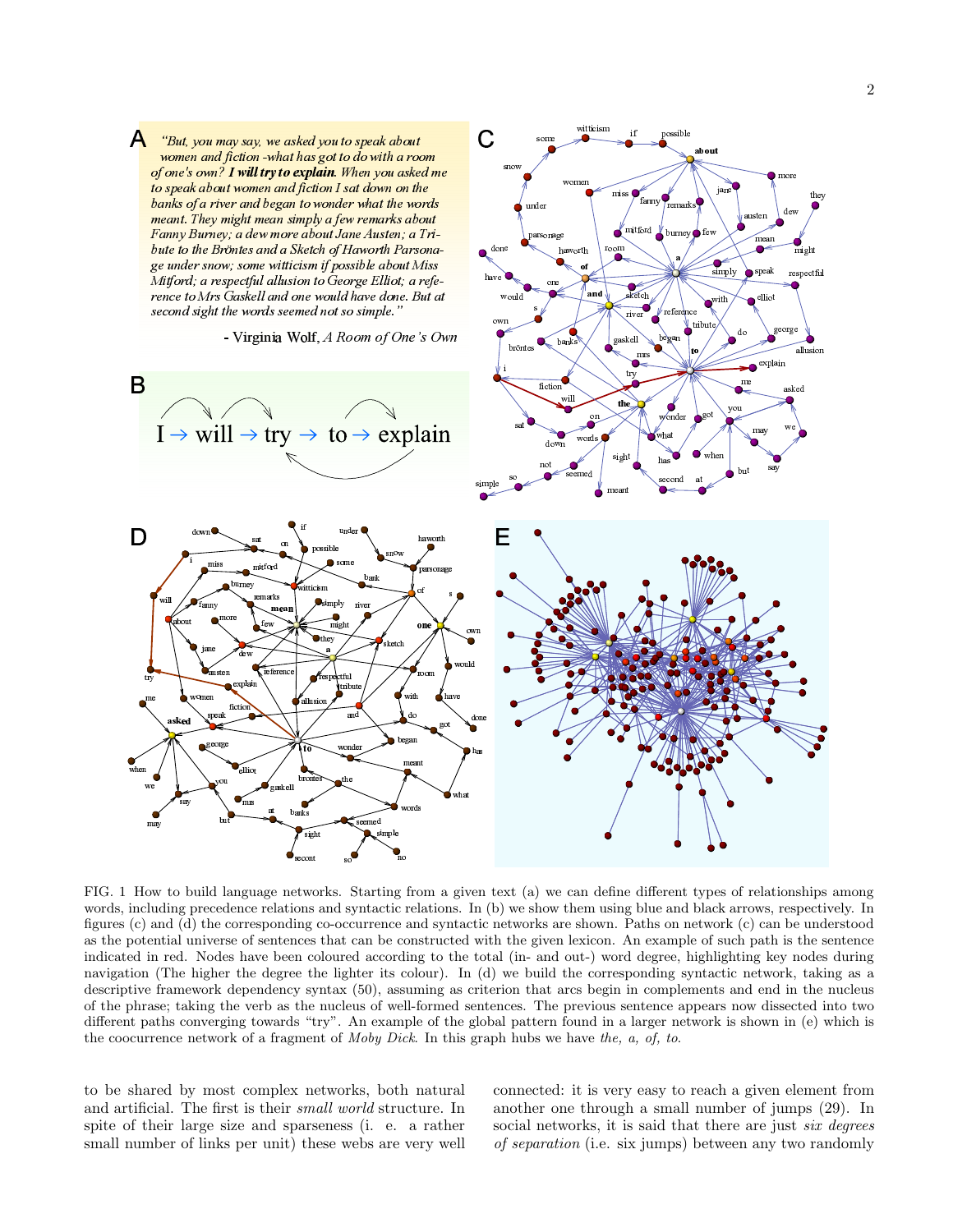FIG. 1 How to build language networks. Starting from a given text (a) we can define different types of relationships among words, including precedence relations and syntactic relations. In (b) we show them using blue and black arrows, respectively. In figures (c) and (d) the corresponding co-occurrence and syntactic networks are shown. Paths on network (c) can be understood as the potential universe of sentences that can be constructed with the given lexicon. An example of such path is the sentence indicated in red. Nodes have been coloured according to the total (in- and out-) word degree, highlighting key nodes during navigation (The higher the degree the lighter its colour). In (d) we build the corresponding syntactic network, taking as a descriptive framework dependency syntax (50), assuming as criterion that arcs begin in complements and end in the nucleus of the phrase; taking the verb as the nucleus of well-formed sentences. The previous sentence appears now dissected into two different paths converging towards "try". An example of the global pattern found in a larger network is shown in (e) which is the coocurrence network of a fragment of *Moby Dick*. In this graph hubs we have *the, a, of, to*.

to be shared by most complex networks, both natural and artificial. The first is their *small world* structure. In spite of their large size and sparseness (i. e. a rather small number of links per unit) these webs are very well connected: it is very easy to reach a given element from another one through a small number of jumps (29). In social networks, it is said that there are just *six degrees of separation* (i.e. six jumps) between any two randomly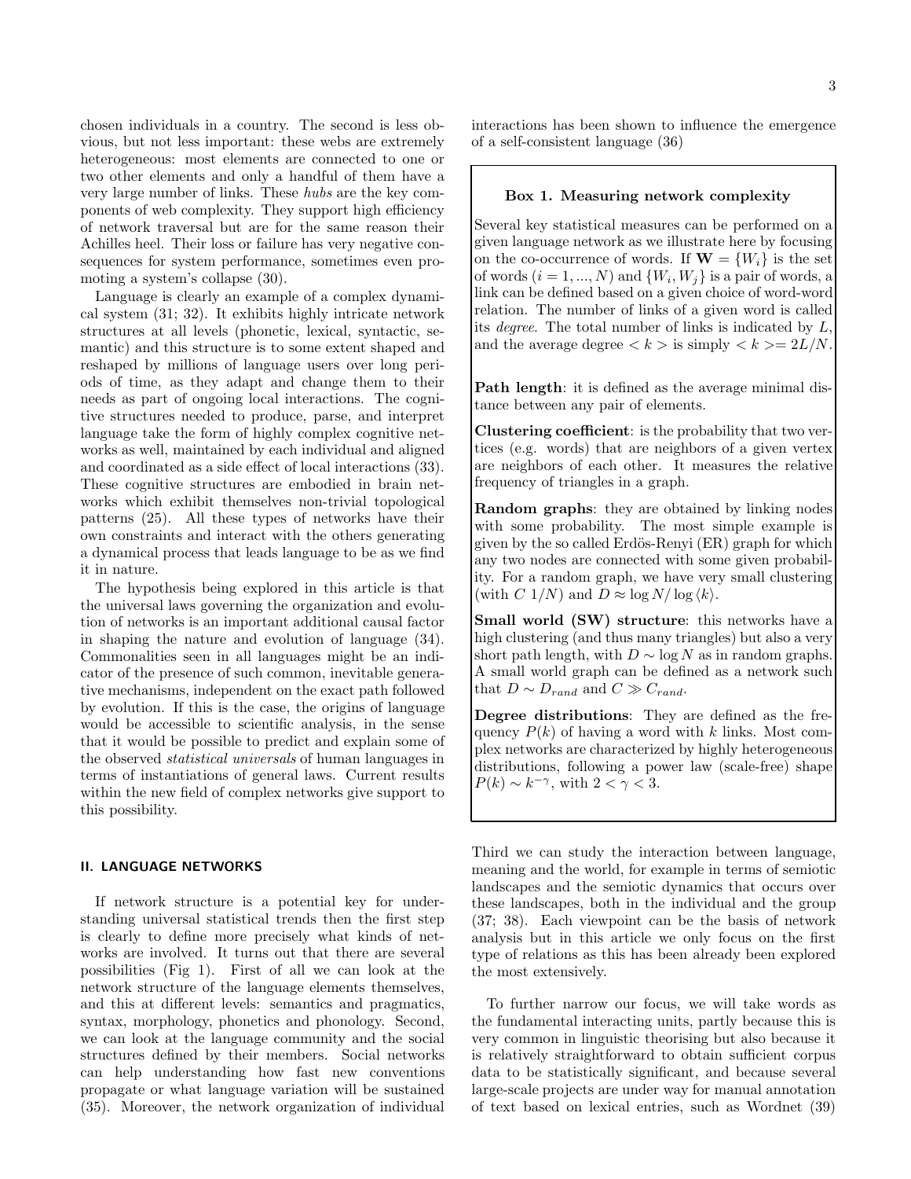chosen individuals in a country. The second is less obvious, but not less important: these webs are extremely heterogeneous: most elements are connected to one or two other elements and only a handful of them have a very large number of links. These *hubs* are the key components of web complexity. They support high efficiency of network traversal but are for the same reason their Achilles heel. Their loss or failure has very negative consequences for system performance, sometimes even promoting a system's collapse (30).

Language is clearly an example of a complex dynamical system (31; 32). It exhibits highly intricate network structures at all levels (phonetic, lexical, syntactic, semantic) and this structure is to some extent shaped and reshaped by millions of language users over long periods of time, as they adapt and change them to their needs as part of ongoing local interactions. The cognitive structures needed to produce, parse, and interpret language take the form of highly complex cognitive networks as well, maintained by each individual and aligned and coordinated as a side effect of local interactions (33). These cognitive structures are embodied in brain networks which exhibit themselves non-trivial topological patterns (25). All these types of networks have their own constraints and interact with the others generating a dynamical process that leads language to be as we find it in nature.

The hypothesis being explored in this article is that the universal laws governing the organization and evolution of networks is an important additional causal factor in shaping the nature and evolution of language (34). Commonalities seen in all languages might be an indicator of the presence of such common, inevitable generative mechanisms, independent on the exact path followed by evolution. If this is the case, the origins of language would be accessible to scientific analysis, in the sense that it would be possible to predict and explain some of the observed *statistical universals* of human languages in terms of instantiations of general laws. Current results within the new field of complex networks give support to this possibility.

## II. LANGUAGE NETWORKS

If network structure is a potential key for understanding universal statistical trends then the first step is clearly to define more precisely what kinds of networks are involved. It turns out that there are several possibilities (Fig 1). First of all we can look at the network structure of the language elements themselves, and this at different levels: semantics and pragmatics, syntax, morphology, phonetics and phonology. Second, we can look at the language community and the social structures defined by their members. Social networks can help understanding how fast new conventions propagate or what language variation will be sustained (35). Moreover, the network organization of individual interactions has been shown to influence the emergence of a self-consistent language (36)

> **Box 1. Measuring network complexity**
>
> Several key statistical measures can be performed on a given language network as we illustrate here by focusing on the co-occurrence of words. If $\mathbf{W} = \{W_i\}$ is the set of words ($i = 1, ..., N$) and $\{W_i, W_j\}$ is a pair of words, a link can be defined based on a given choice of word-word relation. The number of links of a given word is called its *degree*. The total number of links is indicated by $L$, and the average degree $< k >$ is simply $< k >= 2L/N$.
>
> **Path length**: it is defined as the average minimal distance between any pair of elements.
>
> **Clustering coefficient**: is the probability that two vertices (e.g. words) that are neighbors of a given vertex are neighbors of each other. It measures the relative frequency of triangles in a graph.
>
> **Random graphs**: they are obtained by linking nodes with some probability. The most simple example is given by the so called Erdös-Renyi (ER) graph for which any two nodes are connected with some given probability. For a random graph, we have very small clustering (with $C\ 1/N$) and $D \approx \log N / \log \langle k \rangle$.
>
> **Small world (SW) structure**: this networks have a high clustering (and thus many triangles) but also a very short path length, with $D \sim \log N$ as in random graphs. A small world graph can be defined as a network such that $D \sim D_{rand}$ and $C \gg C_{rand}$.
>
> **Degree distributions**: They are defined as the frequency $P(k)$ of having a word with $k$ links. Most complex networks are characterized by highly heterogeneous distributions, following a power law (scale-free) shape $P(k) \sim k^{-\gamma}$, with $2 < \gamma < 3$.

Third we can study the interaction between language, meaning and the world, for example in terms of semiotic landscapes and the semiotic dynamics that occurs over these landscapes, both in the individual and the group (37; 38). Each viewpoint can be the basis of network analysis but in this article we only focus on the first type of relations as this has been already been explored the most extensively.

To further narrow our focus, we will take words as the fundamental interacting units, partly because this is very common in linguistic theorising but also because it is relatively straightforward to obtain sufficient corpus data to be statistically significant, and because several large-scale projects are under way for manual annotation of text based on lexical entries, such as Wordnet (39)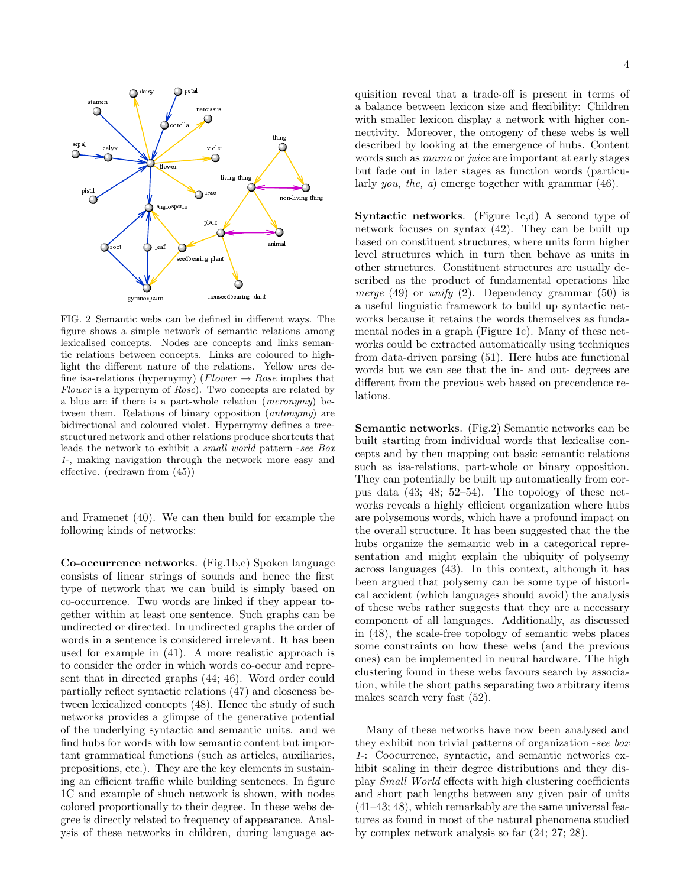FIG. 2 Semantic webs can be defined in different ways. The figure shows a simple network of semantic relations among lexicalised concepts. Nodes are concepts and links semantic relations between concepts. Links are coloured to highlight the different nature of the relations. Yellow arcs define isa-relations (hypernymy) (*Flower* $\rightarrow$ *Rose* implies that *Flower* is a hypernym of *Rose*). Two concepts are related by a blue arc if there is a part-whole relation (*meronymy*) between them. Relations of binary opposition (*antonymy*) are bidirectional and coloured violet. Hypernymy defines a tree-structured network and other relations produce shortcuts that leads the network to exhibit a *small world* pattern *-see Box 1-*, making navigation through the network more easy and effective. (redrawn from (45))

and Framenet (40). We can then build for example the following kinds of networks:

**Co-occurrence networks**. (Fig.1b,e) Spoken language consists of linear strings of sounds and hence the first type of network that we can build is simply based on co-occurrence. Two words are linked if they appear together within at least one sentence. Such graphs can be undirected or directed. In undirected graphs the order of words in a sentence is considered irrelevant. It has been used for example in (41). A more realistic approach is to consider the order in which words co-occur and represent that in directed graphs (44; 46). Word order could partially reflect syntactic relations (47) and closeness between lexicalized concepts (48). Hence the study of such networks provides a glimpse of the generative potential of the underlying syntactic and semantic units. and we find hubs for words with low semantic content but important grammatical functions (such as articles, auxiliaries, prepositions, etc.). They are the key elements in sustaining an efficient traffic while building sentences. In figure 1C and example of shuch network is shown, with nodes colored proportionally to their degree. In these webs degree is directly related to frequency of appearance. Analysis of these networks in children, during language acquisition reveal that a trade-off is present in terms of a balance between lexicon size and flexibility: Children with smaller lexicon display a network with higher connectivity. Moreover, the ontogeny of these webs is well described by looking at the emergence of hubs. Content words such as *mama* or *juice* are important at early stages but fade out in later stages as function words (particularly *you, the, a*) emerge together with grammar (46).

**Syntactic networks**. (Figure 1c,d) A second type of network focuses on syntax (42). They can be built up based on constituent structures, where units form higher level structures which in turn then behave as units in other structures. Constituent structures are usually described as the product of fundamental operations like *merge* (49) or *unify* (2). Dependency grammar (50) is a useful linguistic framework to build up syntactic networks because it retains the words themselves as fundamental nodes in a graph (Figure 1c). Many of these networks could be extracted automatically using techniques from data-driven parsing (51). Here hubs are functional words but we can see that the in- and out- degrees are different from the previous web based on precendence relations.

**Semantic networks**. (Fig.2) Semantic networks can be built starting from individual words that lexicalise concepts and by then mapping out basic semantic relations such as isa-relations, part-whole or binary opposition. They can potentially be built up automatically from corpus data (43; 48; 52–54). The topology of these networks reveals a highly efficient organization where hubs are polysemous words, which have a profound impact on the overall structure. It has been suggested that the the hubs organize the semantic web in a categorical representation and might explain the ubiquity of polysemy across languages (43). In this context, although it has been argued that polysemy can be some type of historical accident (which languages should avoid) the analysis of these webs rather suggests that they are a necessary component of all languages. Additionally, as discussed in (48), the scale-free topology of semantic webs places some constraints on how these webs (and the previous ones) can be implemented in neural hardware. The high clustering found in these webs favours search by association, while the short paths separating two arbitrary items makes search very fast (52).

Many of these networks have now been analysed and they exhibit non trivial patterns of organization *-see box 1-*: Coocurrence, syntactic, and semantic networks exhibit scaling in their degree distributions and they display *Small World* effects with high clustering coefficients and short path lengths between any given pair of units (41–43; 48), which remarkably are the same universal features as found in most of the natural phenomena studied by complex network analysis so far (24; 27; 28).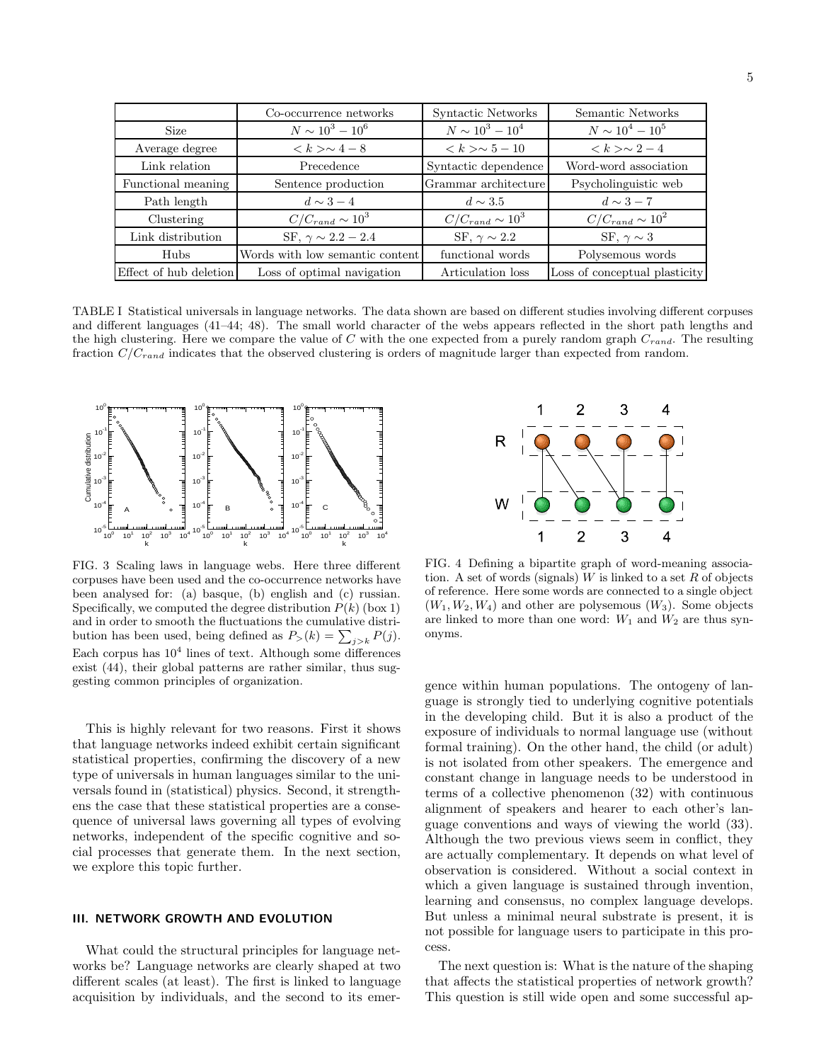|  | Co-occurrence networks | Syntactic Networks | Semantic Networks |
|---|---|---|---|
| Size | $N \sim 10^3 - 10^6$ | $N \sim 10^3 - 10^4$ | $N \sim 10^4 - 10^5$ |
| Average degree | $< k > \sim 4 - 8$ | $< k > \sim 5 - 10$ | $< k > \sim 2 - 4$ |
| Link relation | Precedence | Syntactic dependence | Word-word association |
| Functional meaning | Sentence production | Grammar architecture | Psycholinguistic web |
| Path length | $d \sim 3 - 4$ | $d \sim 3.5$ | $d \sim 3 - 7$ |
| Clustering | $C/C_{rand} \sim 10^3$ | $C/C_{rand} \sim 10^3$ | $C/C_{rand} \sim 10^2$ |
| Link distribution | SF, $\gamma \sim 2.2 - 2.4$ | SF, $\gamma \sim 2.2$ | SF, $\gamma \sim 3$ |
| Hubs | Words with low semantic content | functional words | Polysemous words |
| Effect of hub deletion | Loss of optimal navigation | Articulation loss | Loss of conceptual plasticity |

TABLE I Statistical universals in language networks. The data shown are based on different studies involving different corpuses and different languages (41–44; 48). The small world character of the webs appears reflected in the short path lengths and the high clustering. Here we compare the value of $C$ with the one expected from a purely random graph $C_{rand}$. The resulting fraction $C/C_{rand}$ indicates that the observed clustering is orders of magnitude larger than expected from random.

FIG. 3 Scaling laws in language webs. Here three different corpuses have been used and the co-occurrence networks have been analysed for: (a) basque, (b) english and (c) russian. Specifically, we computed the degree distribution $P(k)$ (box 1) and in order to smooth the fluctuations the cumulative distribution has been used, being defined as $P_>(k) = \sum_{j>k} P(j)$. Each corpus has $10^4$ lines of text. Although some differences exist (44), their global patterns are rather similar, thus suggesting common principles of organization.

FIG. 4 Defining a bipartite graph of word-meaning association. A set of words (signals) $W$ is linked to a set $R$ of objects of reference. Here some words are connected to a single object ($W_1, W_2, W_4$) and other are polysemous ($W_3$). Some objects are linked to more than one word: $W_1$ and $W_2$ are thus synonyms.

This is highly relevant for two reasons. First it shows that language networks indeed exhibit certain significant statistical properties, confirming the discovery of a new type of universals in human languages similar to the universals found in (statistical) physics. Second, it strengthens the case that these statistical properties are a consequence of universal laws governing all types of evolving networks, independent of the specific cognitive and social processes that generate them. In the next section, we explore this topic further.

## III. NETWORK GROWTH AND EVOLUTION

What could the structural principles for language networks be? Language networks are clearly shaped at two different scales (at least). The first is linked to language acquisition by individuals, and the second to its emergence within human populations. The ontogeny of language is strongly tied to underlying cognitive potentials in the developing child. But it is also a product of the exposure of individuals to normal language use (without formal training). On the other hand, the child (or adult) is not isolated from other speakers. The emergence and constant change in language needs to be understood in terms of a collective phenomenon (32) with continuous alignment of speakers and hearer to each other's language conventions and ways of viewing the world (33). Although the two previous views seem in conflict, they are actually complementary. It depends on what level of observation is considered. Without a social context in which a given language is sustained through invention, learning and consensus, no complex language develops. But unless a minimal neural substrate is present, it is not possible for language users to participate in this process.

The next question is: What is the nature of the shaping that affects the statistical properties of network growth? This question is still wide open and some successful ap-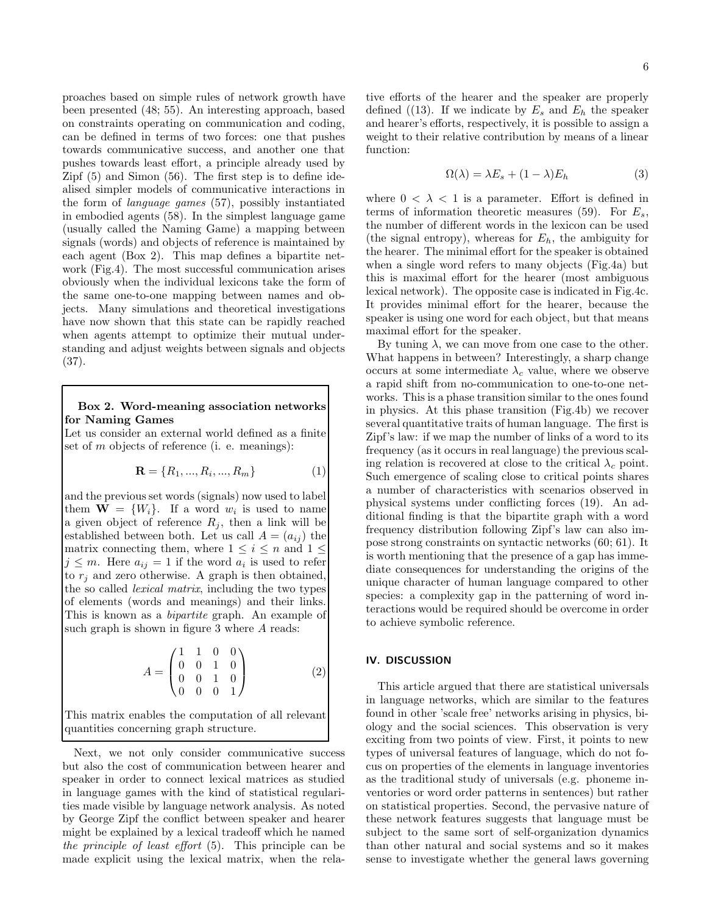proaches based on simple rules of network growth have been presented (48; 55). An interesting approach, based on constraints operating on communication and coding, can be defined in terms of two forces: one that pushes towards communicative success, and another one that pushes towards least effort, a principle already used by Zipf (5) and Simon (56). The first step is to define idealised simpler models of communicative interactions in the form of *language games* (57), possibly instantiated in embodied agents (58). In the simplest language game (usually called the Naming Game) a mapping between signals (words) and objects of reference is maintained by each agent (Box 2). This map defines a bipartite network (Fig.4). The most successful communication arises obviously when the individual lexicons take the form of the same one-to-one mapping between names and objects. Many simulations and theoretical investigations have now shown that this state can be rapidly reached when agents attempt to optimize their mutual understanding and adjust weights between signals and objects (37).

> **Box 2. Word-meaning association networks for Naming Games**
>
> Let us consider an external world defined as a finite set of $m$ objects of reference (i. e. meanings):
>
> $$\mathbf{R} = \{R_1, ..., R_i, ..., R_m\} \tag{1}$$
>
> and the previous set words (signals) now used to label them $\mathbf{W} = \{W_i\}$. If a word $w_i$ is used to name a given object of reference $R_j$, then a link will be established between both. Let us call $A = (a_{ij})$ the matrix connecting them, where $1 \leq i \leq n$ and $1 \leq j \leq m$. Here $a_{ij} = 1$ if the word $a_i$ is used to refer to $r_j$ and zero otherwise. A graph is then obtained, the so called *lexical matrix*, including the two types of elements (words and meanings) and their links. This is known as a *bipartite* graph. An example of such graph is shown in figure 3 where $A$ reads:
>
> $$A = \begin{pmatrix} 1 & 1 & 0 & 0 \\ 0 & 0 & 1 & 0 \\ 0 & 0 & 1 & 0 \\ 0 & 0 & 0 & 1 \end{pmatrix} \tag{2}$$
>
> This matrix enables the computation of all relevant quantities concerning graph structure.

Next, we not only consider communicative success but also the cost of communication between hearer and speaker in order to connect lexical matrices as studied in language games with the kind of statistical regularities made visible by language network analysis. As noted by George Zipf the conflict between speaker and hearer might be explained by a lexical tradeoff which he named *the principle of least effort* (5). This principle can be made explicit using the lexical matrix, when the relative efforts of the hearer and the speaker are properly defined ((13). If we indicate by $E_s$ and $E_h$ the speaker and hearer's efforts, respectively, it is possible to assign a weight to their relative contribution by means of a linear function:

$$\Omega(\lambda) = \lambda E_s + (1 - \lambda) E_h \tag{3}$$

where $0 < \lambda < 1$ is a parameter. Effort is defined in terms of information theoretic measures (59). For $E_s$, the number of different words in the lexicon can be used (the signal entropy), whereas for $E_h$, the ambiguity for the hearer. The minimal effort for the speaker is obtained when a single word refers to many objects (Fig.4a) but this is maximal effort for the hearer (most ambiguous lexical network). The opposite case is indicated in Fig.4c. It provides minimal effort for the hearer, because the speaker is using one word for each object, but that means maximal effort for the speaker.

By tuning $\lambda$, we can move from one case to the other. What happens in between? Interestingly, a sharp change occurs at some intermediate $\lambda_c$ value, where we observe a rapid shift from no-communication to one-to-one networks. This is a phase transition similar to the ones found in physics. At this phase transition (Fig.4b) we recover several quantitative traits of human language. The first is Zipf's law: if we map the number of links of a word to its frequency (as it occurs in real language) the previous scaling relation is recovered at close to the critical $\lambda_c$ point. Such emergence of scaling close to critical points shares a number of characteristics with scenarios observed in physical systems under conflicting forces (19). An additional finding is that the bipartite graph with a word frequency distribution following Zipf's law can also impose strong constraints on syntactic networks (60; 61). It is worth mentioning that the presence of a gap has immediate consequences for understanding the origins of the unique character of human language compared to other species: a complexity gap in the patterning of word interactions would be required should be overcome in order to achieve symbolic reference.

## IV. DISCUSSION

This article argued that there are statistical universals in language networks, which are similar to the features found in other 'scale free' networks arising in physics, biology and the social sciences. This observation is very exciting from two points of view. First, it points to new types of universal features of language, which do not focus on properties of the elements in language inventories as the traditional study of universals (e.g. phoneme inventories or word order patterns in sentences) but rather on statistical properties. Second, the pervasive nature of these network features suggests that language must be subject to the same sort of self-organization dynamics than other natural and social systems and so it makes sense to investigate whether the general laws governing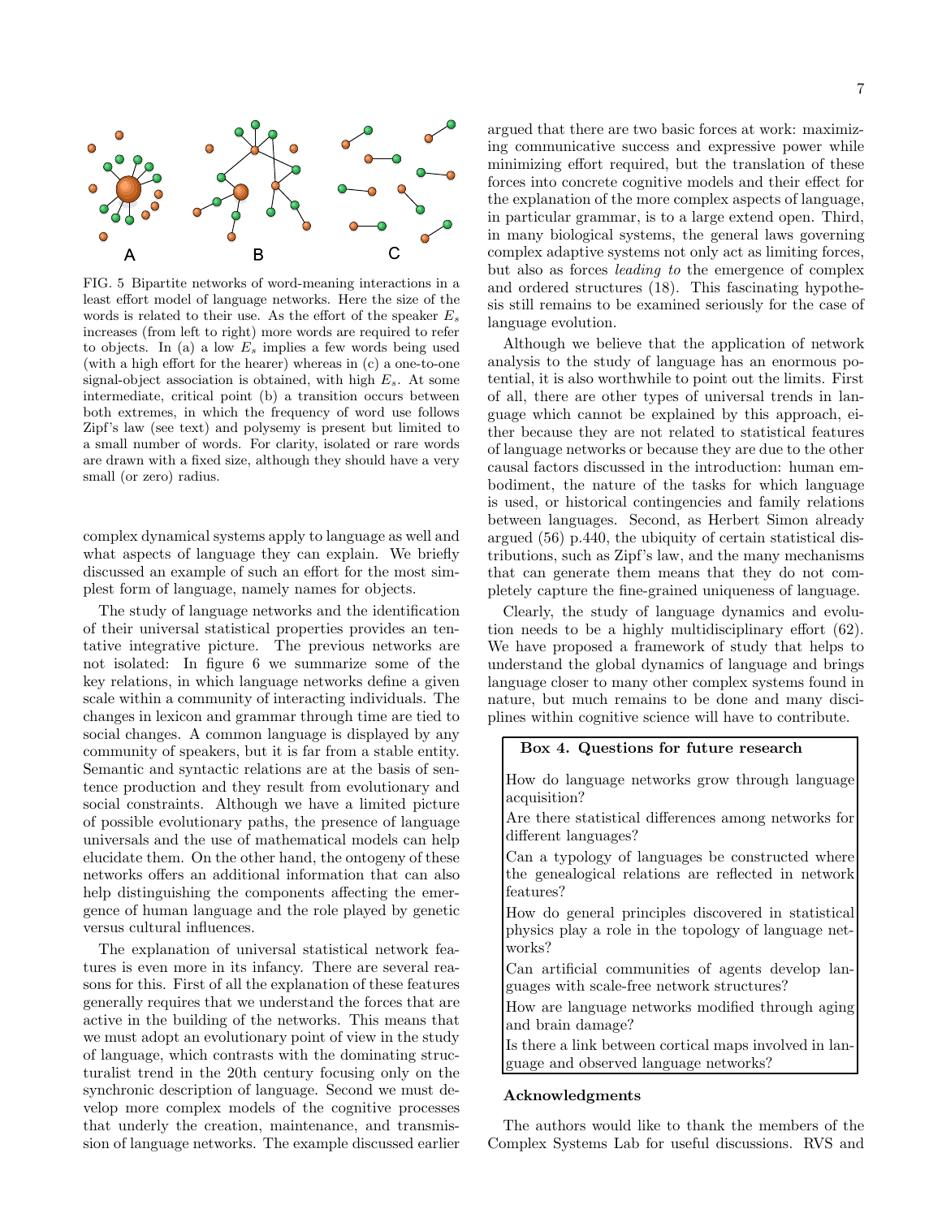FIG. 5 Bipartite networks of word-meaning interactions in a least effort model of language networks. Here the size of the words is related to their use. As the effort of the speaker $E_s$ increases (from left to right) more words are required to refer to objects. In (a) a low $E_s$ implies a few words being used (with a high effort for the hearer) whereas in (c) a one-to-one signal-object association is obtained, with high $E_s$. At some intermediate, critical point (b) a transition occurs between both extremes, in which the frequency of word use follows Zipf's law (see text) and polysemy is present but limited to a small number of words. For clarity, isolated or rare words are drawn with a fixed size, although they should have a very small (or zero) radius.

complex dynamical systems apply to language as well and what aspects of language they can explain. We briefly discussed an example of such an effort for the most simplest form of language, namely names for objects.

The study of language networks and the identification of their universal statistical properties provides an tentative integrative picture. The previous networks are not isolated: In figure 6 we summarize some of the key relations, in which language networks define a given scale within a community of interacting individuals. The changes in lexicon and grammar through time are tied to social changes. A common language is displayed by any community of speakers, but it is far from a stable entity. Semantic and syntactic relations are at the basis of sentence production and they result from evolutionary and social constraints. Although we have a limited picture of possible evolutionary paths, the presence of language universals and the use of mathematical models can help elucidate them. On the other hand, the ontogeny of these networks offers an additional information that can also help distinguishing the components affecting the emergence of human language and the role played by genetic versus cultural influences.

The explanation of universal statistical network features is even more in its infancy. There are several reasons for this. First of all the explanation of these features generally requires that we understand the forces that are active in the building of the networks. This means that we must adopt an evolutionary point of view in the study of language, which contrasts with the dominating structuralist trend in the 20th century focusing only on the synchronic description of language. Second we must develop more complex models of the cognitive processes that underly the creation, maintenance, and transmission of language networks. The example discussed earlier argued that there are two basic forces at work: maximizing communicative success and expressive power while minimizing effort required, but the translation of these forces into concrete cognitive models and their effect for the explanation of the more complex aspects of language, in particular grammar, is to a large extend open. Third, in many biological systems, the general laws governing complex adaptive systems not only act as limiting forces, but also as forces *leading to* the emergence of complex and ordered structures (18). This fascinating hypothesis still remains to be examined seriously for the case of language evolution.

Although we believe that the application of network analysis to the study of language has an enormous potential, it is also worthwhile to point out the limits. First of all, there are other types of universal trends in language which cannot be explained by this approach, either because they are not related to statistical features of language networks or because they are due to the other causal factors discussed in the introduction: human embodiment, the nature of the tasks for which language is used, or historical contingencies and family relations between languages. Second, as Herbert Simon already argued (56) p.440, the ubiquity of certain statistical distributions, such as Zipf's law, and the many mechanisms that can generate them means that they do not completely capture the fine-grained uniqueness of language.

Clearly, the study of language dynamics and evolution needs to be a highly multidisciplinary effort (62). We have proposed a framework of study that helps to understand the global dynamics of language and brings language closer to many other complex systems found in nature, but much remains to be done and many disciplines within cognitive science will have to contribute.

**Box 4. Questions for future research**

- How do language networks grow through language acquisition?
- Are there statistical differences among networks for different languages?
- Can a typology of languages be constructed where the genealogical relations are reflected in network features?
- How do general principles discovered in statistical physics play a role in the topology of language networks?
- Can artificial communities of agents develop languages with scale-free network structures?
- How are language networks modified through aging and brain damage?
- Is there a link between cortical maps involved in language and observed language networks?

### Acknowledgments

The authors would like to thank the members of the Complex Systems Lab for useful discussions. RVS and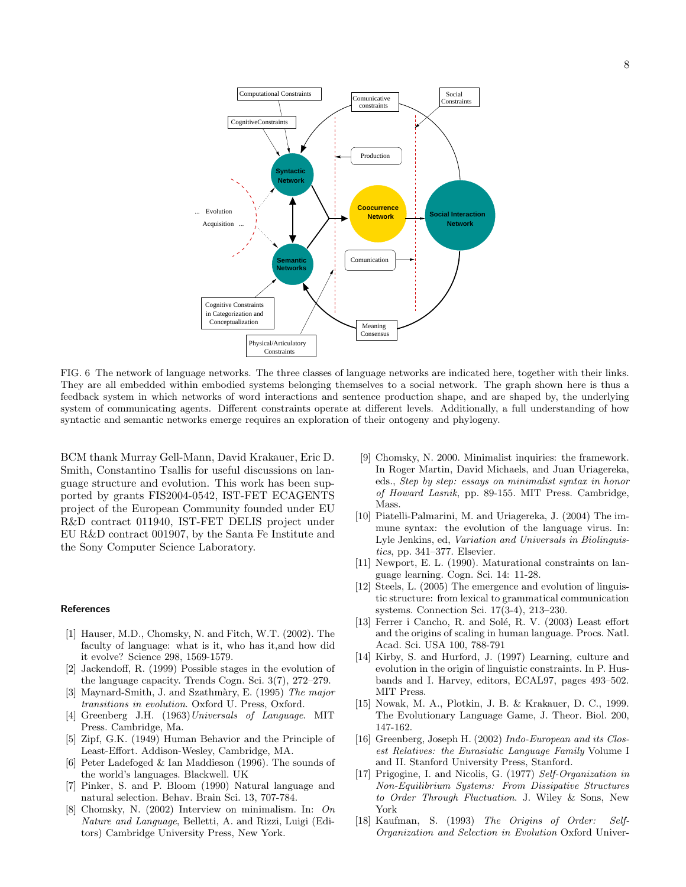FIG. 6 The network of language networks. The three classes of language networks are indicated here, together with their links. They are all embedded within embodied systems belonging themselves to a social network. The graph shown here is thus a feedback system in which networks of word interactions and sentence production shape, and are shaped by, the underlying system of communicating agents. Different constraints operate at different levels. Additionally, a full understanding of how syntactic and semantic networks emerge requires an exploration of their ontogeny and phylogeny.

BCM thank Murray Gell-Mann, David Krakauer, Eric D. Smith, Constantino Tsallis for useful discussions on language structure and evolution. This work has been supported by grants FIS2004-0542, IST-FET ECAGENTS project of the European Community founded under EU R&D contract 011940, IST-FET DELIS project under EU R&D contract 001907, by the Santa Fe Institute and the Sony Computer Science Laboratory.

## References

[1] Hauser, M.D., Chomsky, N. and Fitch, W.T. (2002). The faculty of language: what is it, who has it,and how did it evolve? Science 298, 1569-1579.

[2] Jackendoff, R. (1999) Possible stages in the evolution of the language capacity. Trends Cogn. Sci. 3(7), 272–279.

[3] Maynard-Smith, J. and Szathmàry, E. (1995) *The major transitions in evolution*. Oxford U. Press, Oxford.

[4] Greenberg J.H. (1963) *Universals of Language*. MIT Press. Cambridge, Ma.

[5] Zipf, G.K. (1949) Human Behavior and the Principle of Least-Effort. Addison-Wesley, Cambridge, MA.

[6] Peter Ladefoged & Ian Maddieson (1996). The sounds of the world's languages. Blackwell. UK

[7] Pinker, S. and P. Bloom (1990) Natural language and natural selection. Behav. Brain Sci. 13, 707-784.

[8] Chomsky, N. (2002) Interview on minimalism. In: *On Nature and Language*, Belletti, A. and Rizzi, Luigi (Editors) Cambridge University Press, New York.

[9] Chomsky, N. 2000. Minimalist inquiries: the framework. In Roger Martin, David Michaels, and Juan Uriagereka, eds., *Step by step: essays on minimalist syntax in honor of Howard Lasnik*, pp. 89-155. MIT Press. Cambridge, Mass.

[10] Piatelli-Palmarini, M. and Uriagereka, J. (2004) The immune syntax: the evolution of the language virus. In: Lyle Jenkins, ed, *Variation and Universals in Biolinguistics*, pp. 341–377. Elsevier.

[11] Newport, E. L. (1990). Maturational constraints on language learning. Cogn. Sci. 14: 11-28.

[12] Steels, L. (2005) The emergence and evolution of linguistic structure: from lexical to grammatical communication systems. Connection Sci. 17(3-4), 213–230.

[13] Ferrer i Cancho, R. and Solé, R. V. (2003) Least effort and the origins of scaling in human language. Procs. Natl. Acad. Sci. USA 100, 788-791

[14] Kirby, S. and Hurford, J. (1997) Learning, culture and evolution in the origin of linguistic constraints. In P. Husbands and I. Harvey, editors, ECAL97, pages 493–502. MIT Press.

[15] Nowak, M. A., Plotkin, J. B. & Krakauer, D. C., 1999. The Evolutionary Language Game, J. Theor. Biol. 200, 147-162.

[16] Greenberg, Joseph H. (2002) *Indo-European and its Closest Relatives: the Eurasiatic Language Family* Volume I and II. Stanford University Press, Stanford.

[17] Prigogine, I. and Nicolis, G. (1977) *Self-Organization in Non-Equilibrium Systems: From Dissipative Structures to Order Through Fluctuation*. J. Wiley & Sons, New York

[18] Kaufman, S. (1993) *The Origins of Order: Self-Organization and Selection in Evolution* Oxford Univer-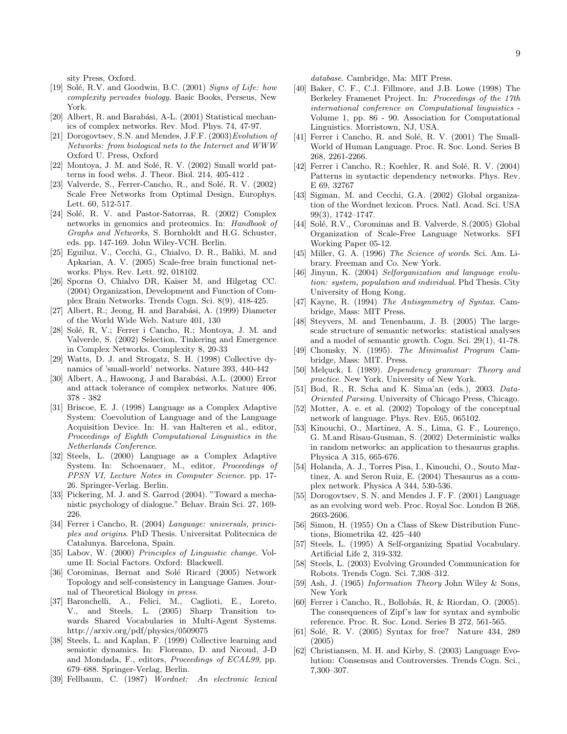sity Press, Oxford.

[19] Solé, R.V. and Goodwin, B.C. (2001) *Signs of Life: how complexity pervades biology*. Basic Books, Perseus, New York.

[20] Albert, R. and Barabási, A-L. (2001) Statistical mechanics of complex networks. Rev. Mod. Phys. 74, 47-97.

[21] Dorogovtsev, S.N. and Mendes, J.F.F. (2003)*Evolution of Networks: from biological nets to the Internet and WWW* Oxford U. Press, Oxford

[22] Montoya, J. M. and Solé, R. V. (2002) Small world patterns in food webs. J. Theor. Biol. 214, 405-412 .

[23] Valverde, S., Ferrer-Cancho, R., and Solé, R. V. (2002) Scale Free Networks from Optimal Design, Europhys. Lett. 60, 512-517.

[24] Solé, R. V. and Pastor-Satorras, R. (2002) Complex networks in genomics and proteomics. In: *Handbook of Graphs and Networks*, S. Bornholdt and H.G. Schuster, eds. pp. 147-169. John Wiley-VCH. Berlin.

[25] Eguiluz, V., Cecchi, G., Chialvo, D. R., Baliki, M. and Apkarian, A. V. (2005) Scale-free brain functional networks. Phys. Rev. Lett. 92, 018102.

[26] Sporns O, Chialvo DR, Kaiser M, and Hilgetag CC. (2004) Organization, Development and Function of Complex Brain Networks. Trends Cogn. Sci. 8(9), 418-425.

[27] Albert, R.; Jeong, H. and Barabási, A. (1999) Diameter of the World Wide Web. Nature 401, 130

[28] Solé, R, V.; Ferrer i Cancho, R.; Montoya, J. M. and Valverde, S. (2002) Selection, Tinkering and Emergence in Complex Networks. Complexity 8, 20-33

[29] Watts, D. J. and Strogatz, S. H. (1998) Collective dynamics of 'small-world' networks. Nature 393, 440-442

[30] Albert, A., Hawoong, J and Barabási, A.L. (2000) Error and attack tolerance of complex networks. Nature 406, 378 - 382

[31] Briscoe, E. J. (1998) Language as a Complex Adaptive System: Coevolution of Language and of the Language Acquisition Device. In: H. van Halteren et al., editor, *Proceedings of Eighth Computational Linguistics in the Netherlands Conference*.

[32] Steels, L. (2000) Language as a Complex Adaptive System. In: Schoenauer, M., editor, *Proceedings of PPSN VI, Lecture Notes in Computer Science*. pp. 17-26. Springer-Verlag. Berlin.

[33] Pickering, M. J. and S. Garrod (2004). "Toward a mechanistic psychology of dialogue." Behav. Brain Sci. 27, 169-226.

[34] Ferrer i Cancho, R. (2004) *Language: universals, principles and origins*. PhD Thesis. Universitat Politecnica de Catalunya. Barcelona, Spain.

[35] Labov, W. (2000) *Principles of Linguistic change*. Volume II: Social Factors. Oxford: Blackwell.

[36] Corominas, Bernat and Solé Ricard (2005) Network Topology and self-consistency in Language Games. Journal of Theoretical Biology *in press*.

[37] Baronchelli, A., Felici, M., Caglioti, E., Loreto, V., and Steels, L. (2005) Sharp Transition towards Shared Vocabularies in Multi-Agent Systems. http://arxiv.org/pdf/physics/0509075

[38] Steels, L. and Kaplan, F. (1999) Collective learning and semiotic dynamics. In: Floreano, D. and Nicoud, J-D and Mondada, F., editors, *Proceedings of ECAL99*, pp. 679–688. Springer-Verlag, Berlin.

[39] Fellbaum, C. (1987) *Wordnet: An electronic lexical database*. Cambridge, Ma: MIT Press.

[40] Baker, C. F., C.J. Fillmore, and J.B. Lowe (1998) The Berkeley Framenet Project. In: *Proceedings of the 17th international conference on Computational linguistics* - Volume 1, pp. 86 - 90. Association for Computational Linguistics. Morristown, NJ, USA.

[41] Ferrer i Cancho, R. and Solé, R. V. (2001) The Small-World of Human Language. Proc. R. Soc. Lond. Series B 268, 2261-2266.

[42] Ferrer i Cancho, R.; Koehler, R. and Solé, R. V. (2004) Patterns in syntactic dependency networks. Phys. Rev. E 69, 32767

[43] Sigman, M. and Cecchi, G.A. (2002) Global organization of the Wordnet lexicon. Procs. Natl. Acad. Sci. USA 99(3), 1742–1747.

[44] Solé, R.V., Corominas and B. Valverde, S.(2005) Global Organization of Scale-Free Language Networks. SFI Working Paper 05-12.

[45] Miller, G. A. (1996) *The Science of words*. Sci. Am. Library. Freeman and Co. New York.

[46] Jinyun, K. (2004) *Selforganization and language evolution: system, population and individual*. Phd Thesis. City University of Hong Kong.

[47] Kayne, R. (1994) *The Antisymmetry of Syntax*. Cambridge, Mass: MIT Press.

[48] Steyvers, M. and Tenenbaum, J. B. (2005) The large-scale structure of semantic networks: statistical analyses and a model of semantic growth. Cogn. Sci. 29(1), 41-78.

[49] Chomsky, N. (1995). *The Minimalist Program* Cambridge, Mass: MIT. Press.

[50] Melçuck, I. (1989). *Dependency grammar: Theory and practice*. New York, University of New York.

[51] Bod, R., R. Scha and K. Sima'an (eds.), 2003. *Data-Oriented Parsing*. University of Chicago Press, Chicago.

[52] Motter, A. e. et al. (2002) Topology of the conceptual network of language. Phys. Rev. E65, 065102.

[53] Kinouchi, O., Martinez, A. S., Lima, G. F., Lourenço, G. M.and Risau-Gusman, S. (2002) Deterministic walks in random networks: an application to thesaurus graphs. Physica A 315, 665-676.

[54] Holanda, A. J., Torres Pisa, I., Kinouchi, O., Souto Martinez, A. and Seron Ruiz, E. (2004) Thesaurus as a complex network. Physica A 344, 530-536.

[55] Dorogovtsev, S. N. and Mendes J. F. F. (2001) Language as an evolving word web. Proc. Royal Soc. London B 268, 2603-2606.

[56] Simon, H. (1955) On a Class of Skew Distribution Functions, Biometrika 42, 425–440

[57] Steels, L. (1995) A Self-organizing Spatial Vocabulary. Artificial Life 2, 319-332.

[58] Steels, L. (2003) Evolving Grounded Communication for Robots. Trends Cogn. Sci. 7,308–312.

[59] Ash, J. (1965) *Information Theory* John Wiley & Sons, New York

[60] Ferrer i Cancho, R., Bollobás, R, & Riordan, O. (2005). The consequences of Zipf's law for syntax and symbolic reference. Proc. R. Soc. Lond. Series B 272, 561-565.

[61] Solé, R. V. (2005) Syntax for free? Nature 434, 289 (2005)

[62] Christiansen, M. H. and Kirby, S. (2003) Language Evolution: Consensus and Controversies. Trends Cogn. Sci., 7,300–307.